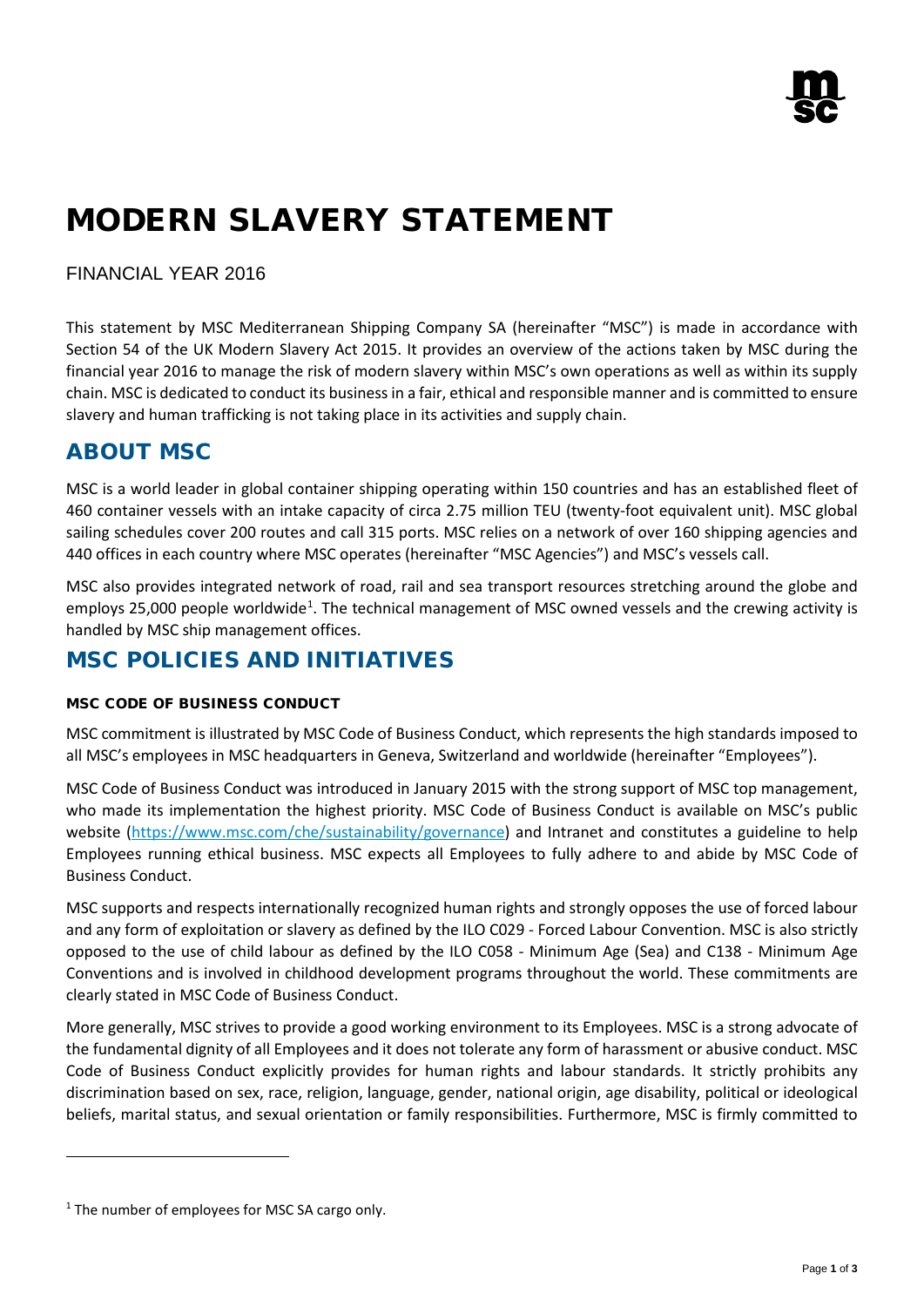# MODERN SLAVERY STATEMENT

FINANCIAL YEAR 2016

This statement by MSC Mediterranean Shipping Company SA (hereinafter "MSC") is made in accordance with Section 54 of the UK Modern Slavery Act 2015. It provides an overview of the actions taken by MSC during the financial year 2016 to manage the risk of modern slavery within MSC's own operations as well as within its supply chain. MSC is dedicated to conduct its business in a fair, ethical and responsible manner and is committed to ensure slavery and human trafficking is not taking place in its activities and supply chain.

## ABOUT MSC

MSC is a world leader in global container shipping operating within 150 countries and has an established fleet of 460 container vessels with an intake capacity of circa 2.75 million TEU (twenty-foot equivalent unit). MSC global sailing schedules cover 200 routes and call 315 ports. MSC relies on a network of over 160 shipping agencies and 440 offices in each country where MSC operates (hereinafter "MSC Agencies") and MSC's vessels call.

MSC also provides integrated network of road, rail and sea transport resources stretching around the globe and employs 25,000 people worldwide[1]. The technical management of MSC owned vessels and the crewing activity is handled by MSC ship management offices.

## MSC POLICIES AND INITIATIVES

#### MSC CODE OF BUSINESS CONDUCT

MSC commitment is illustrated by MSC Code of Business Conduct, which represents the high standards imposed to all MSC's employees in MSC headquarters in Geneva, Switzerland and worldwide (hereinafter "Employees").

MSC Code of Business Conduct was introduced in January 2015 with the strong support of MSC top management, who made its implementation the highest priority. MSC Code of Business Conduct is available on MSC's public website (https://www.msc.com/che/sustainability/governance) and Intranet and constitutes a guideline to help Employees running ethical business. MSC expects all Employees to fully adhere to and abide by MSC Code of Business Conduct.

MSC supports and respects internationally recognized human rights and strongly opposes the use of forced labour and any form of exploitation or slavery as defined by the ILO C029 - Forced Labour Convention. MSC is also strictly opposed to the use of child labour as defined by the ILO C058 - Minimum Age (Sea) and C138 - Minimum Age Conventions and is involved in childhood development programs throughout the world. These commitments are clearly stated in MSC Code of Business Conduct.

More generally, MSC strives to provide a good working environment to its Employees. MSC is a strong advocate of the fundamental dignity of all Employees and it does not tolerate any form of harassment or abusive conduct. MSC Code of Business Conduct explicitly provides for human rights and labour standards. It strictly prohibits any discrimination based on sex, race, religion, language, gender, national origin, age disability, political or ideological beliefs, marital status, and sexual orientation or family responsibilities. Furthermore, MSC is firmly committed to

[1] The number of employees for MSC SA cargo only.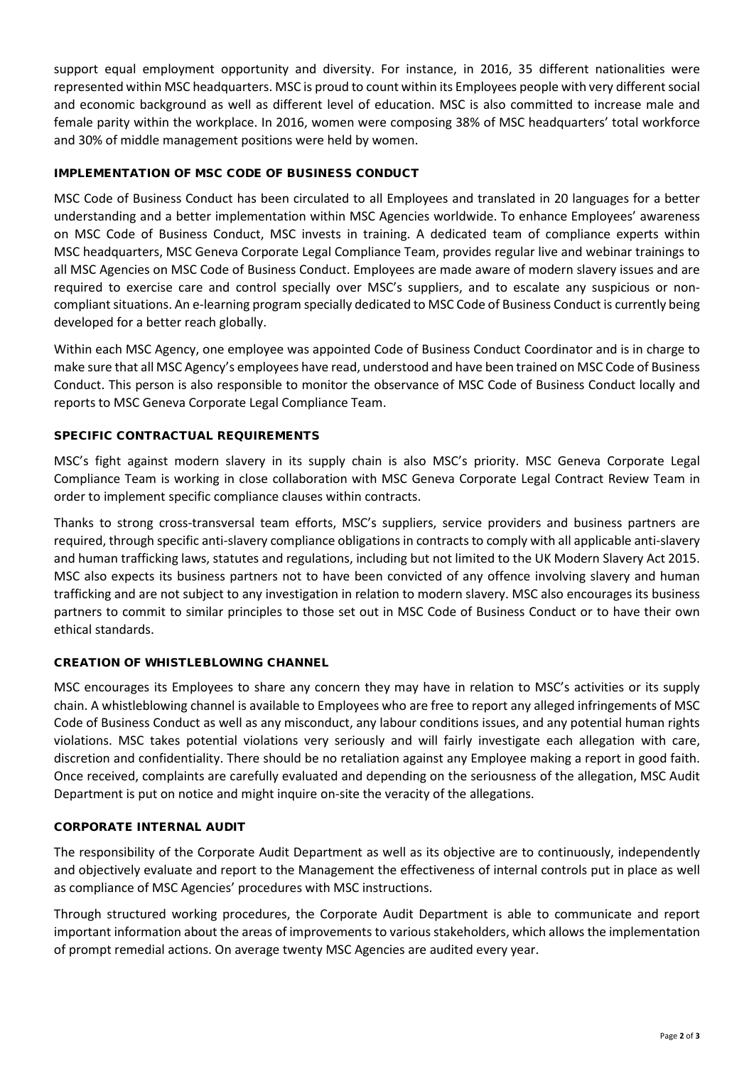support equal employment opportunity and diversity. For instance, in 2016, 35 different nationalities were represented within MSC headquarters. MSC is proud to count within its Employees people with very different social and economic background as well as different level of education. MSC is also committed to increase male and female parity within the workplace. In 2016, women were composing 38% of MSC headquarters' total workforce and 30% of middle management positions were held by women.

### IMPLEMENTATION OF MSC CODE OF BUSINESS CONDUCT

MSC Code of Business Conduct has been circulated to all Employees and translated in 20 languages for a better understanding and a better implementation within MSC Agencies worldwide. To enhance Employees' awareness on MSC Code of Business Conduct, MSC invests in training. A dedicated team of compliance experts within MSC headquarters, MSC Geneva Corporate Legal Compliance Team, provides regular live and webinar trainings to all MSC Agencies on MSC Code of Business Conduct. Employees are made aware of modern slavery issues and are required to exercise care and control specially over MSC's suppliers, and to escalate any suspicious or non-compliant situations. An e-learning program specially dedicated to MSC Code of Business Conduct is currently being developed for a better reach globally.

Within each MSC Agency, one employee was appointed Code of Business Conduct Coordinator and is in charge to make sure that all MSC Agency's employees have read, understood and have been trained on MSC Code of Business Conduct. This person is also responsible to monitor the observance of MSC Code of Business Conduct locally and reports to MSC Geneva Corporate Legal Compliance Team.

### SPECIFIC CONTRACTUAL REQUIREMENTS

MSC's fight against modern slavery in its supply chain is also MSC's priority. MSC Geneva Corporate Legal Compliance Team is working in close collaboration with MSC Geneva Corporate Legal Contract Review Team in order to implement specific compliance clauses within contracts.

Thanks to strong cross-transversal team efforts, MSC's suppliers, service providers and business partners are required, through specific anti-slavery compliance obligations in contracts to comply with all applicable anti-slavery and human trafficking laws, statutes and regulations, including but not limited to the UK Modern Slavery Act 2015. MSC also expects its business partners not to have been convicted of any offence involving slavery and human trafficking and are not subject to any investigation in relation to modern slavery. MSC also encourages its business partners to commit to similar principles to those set out in MSC Code of Business Conduct or to have their own ethical standards.

### CREATION OF WHISTLEBLOWING CHANNEL

MSC encourages its Employees to share any concern they may have in relation to MSC's activities or its supply chain. A whistleblowing channel is available to Employees who are free to report any alleged infringements of MSC Code of Business Conduct as well as any misconduct, any labour conditions issues, and any potential human rights violations. MSC takes potential violations very seriously and will fairly investigate each allegation with care, discretion and confidentiality. There should be no retaliation against any Employee making a report in good faith. Once received, complaints are carefully evaluated and depending on the seriousness of the allegation, MSC Audit Department is put on notice and might inquire on-site the veracity of the allegations.

### CORPORATE INTERNAL AUDIT

The responsibility of the Corporate Audit Department as well as its objective are to continuously, independently and objectively evaluate and report to the Management the effectiveness of internal controls put in place as well as compliance of MSC Agencies' procedures with MSC instructions.

Through structured working procedures, the Corporate Audit Department is able to communicate and report important information about the areas of improvements to various stakeholders, which allows the implementation of prompt remedial actions. On average twenty MSC Agencies are audited every year.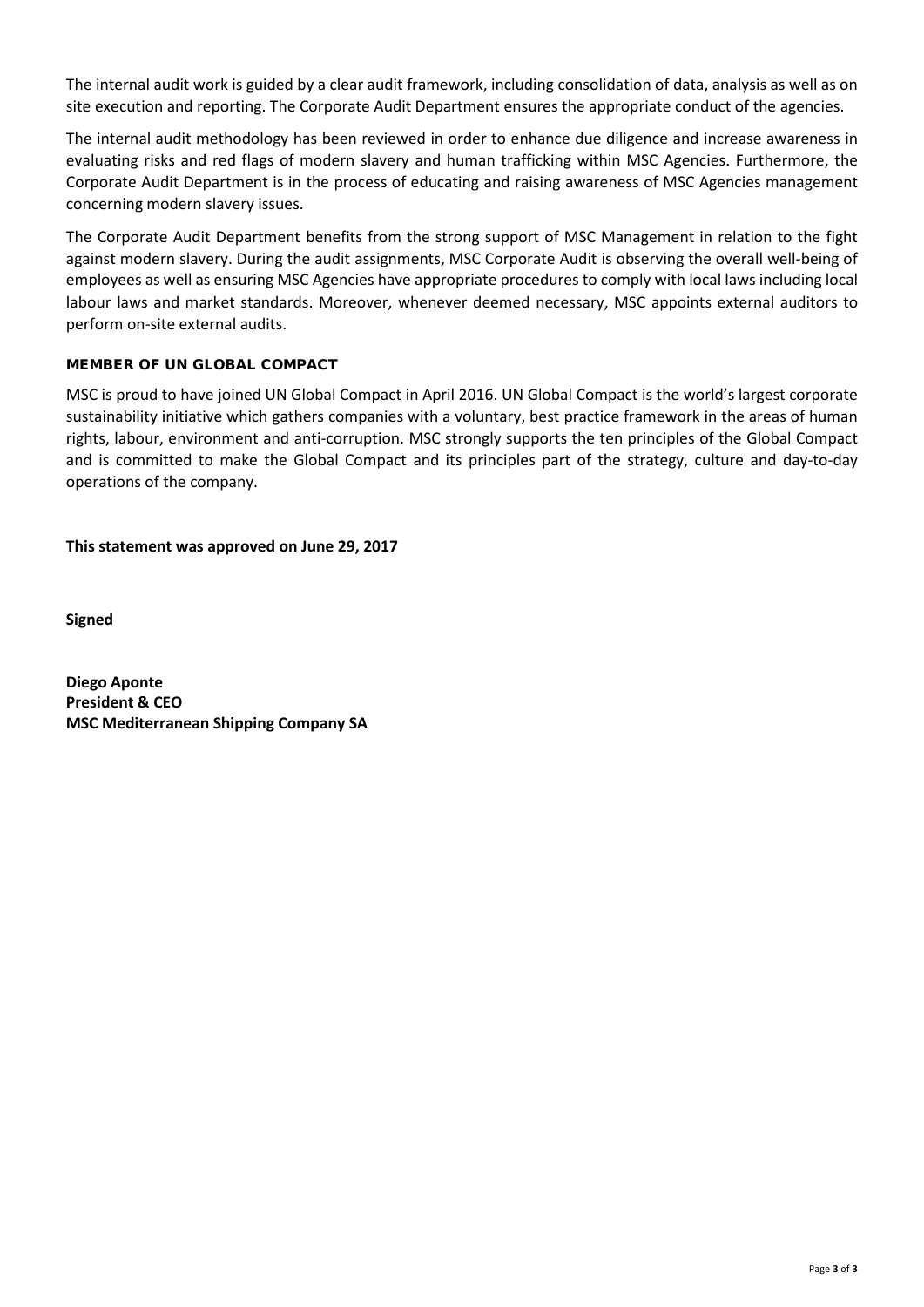The internal audit work is guided by a clear audit framework, including consolidation of data, analysis as well as on site execution and reporting. The Corporate Audit Department ensures the appropriate conduct of the agencies.

The internal audit methodology has been reviewed in order to enhance due diligence and increase awareness in evaluating risks and red flags of modern slavery and human trafficking within MSC Agencies. Furthermore, the Corporate Audit Department is in the process of educating and raising awareness of MSC Agencies management concerning modern slavery issues.

The Corporate Audit Department benefits from the strong support of MSC Management in relation to the fight against modern slavery. During the audit assignments, MSC Corporate Audit is observing the overall well-being of employees as well as ensuring MSC Agencies have appropriate procedures to comply with local laws including local labour laws and market standards. Moreover, whenever deemed necessary, MSC appoints external auditors to perform on-site external audits.

### MEMBER OF UN GLOBAL COMPACT

MSC is proud to have joined UN Global Compact in April 2016. UN Global Compact is the world's largest corporate sustainability initiative which gathers companies with a voluntary, best practice framework in the areas of human rights, labour, environment and anti-corruption. MSC strongly supports the ten principles of the Global Compact and is committed to make the Global Compact and its principles part of the strategy, culture and day-to-day operations of the company.

**This statement was approved on June 29, 2017**

**Signed**

**Diego Aponte**
**President & CEO**
**MSC Mediterranean Shipping Company SA**